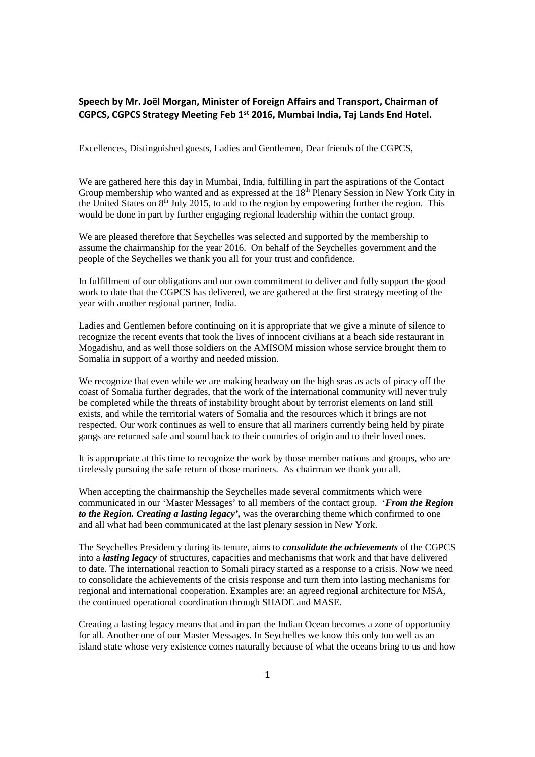**Speech by Mr. Joël Morgan, Minister of Foreign Affairs and Transport, Chairman of CGPCS, CGPCS Strategy Meeting Feb 1st 2016, Mumbai India, Taj Lands End Hotel.**

Excellences, Distinguished guests, Ladies and Gentlemen, Dear friends of the CGPCS,

We are gathered here this day in Mumbai, India, fulfilling in part the aspirations of the Contact Group membership who wanted and as expressed at the 18th Plenary Session in New York City in the United States on 8th July 2015, to add to the region by empowering further the region. This would be done in part by further engaging regional leadership within the contact group.

We are pleased therefore that Seychelles was selected and supported by the membership to assume the chairmanship for the year 2016. On behalf of the Seychelles government and the people of the Seychelles we thank you all for your trust and confidence.

In fulfillment of our obligations and our own commitment to deliver and fully support the good work to date that the CGPCS has delivered, we are gathered at the first strategy meeting of the year with another regional partner, India.

Ladies and Gentlemen before continuing on it is appropriate that we give a minute of silence to recognize the recent events that took the lives of innocent civilians at a beach side restaurant in Mogadishu, and as well those soldiers on the AMISOM mission whose service brought them to Somalia in support of a worthy and needed mission.

We recognize that even while we are making headway on the high seas as acts of piracy off the coast of Somalia further degrades, that the work of the international community will never truly be completed while the threats of instability brought about by terrorist elements on land still exists, and while the territorial waters of Somalia and the resources which it brings are not respected. Our work continues as well to ensure that all mariners currently being held by pirate gangs are returned safe and sound back to their countries of origin and to their loved ones.

It is appropriate at this time to recognize the work by those member nations and groups, who are tirelessly pursuing the safe return of those mariners. As chairman we thank you all.

When accepting the chairmanship the Seychelles made several commitments which were communicated in our 'Master Messages' to all members of the contact group. '***From the Region to the Region. Creating a lasting legacy'***, was the overarching theme which confirmed to one and all what had been communicated at the last plenary session in New York.

The Seychelles Presidency during its tenure, aims to ***consolidate the achievements*** of the CGPCS into a ***lasting legacy*** of structures, capacities and mechanisms that work and that have delivered to date. The international reaction to Somali piracy started as a response to a crisis. Now we need to consolidate the achievements of the crisis response and turn them into lasting mechanisms for regional and international cooperation. Examples are: an agreed regional architecture for MSA, the continued operational coordination through SHADE and MASE.

Creating a lasting legacy means that and in part the Indian Ocean becomes a zone of opportunity for all. Another one of our Master Messages. In Seychelles we know this only too well as an island state whose very existence comes naturally because of what the oceans bring to us and how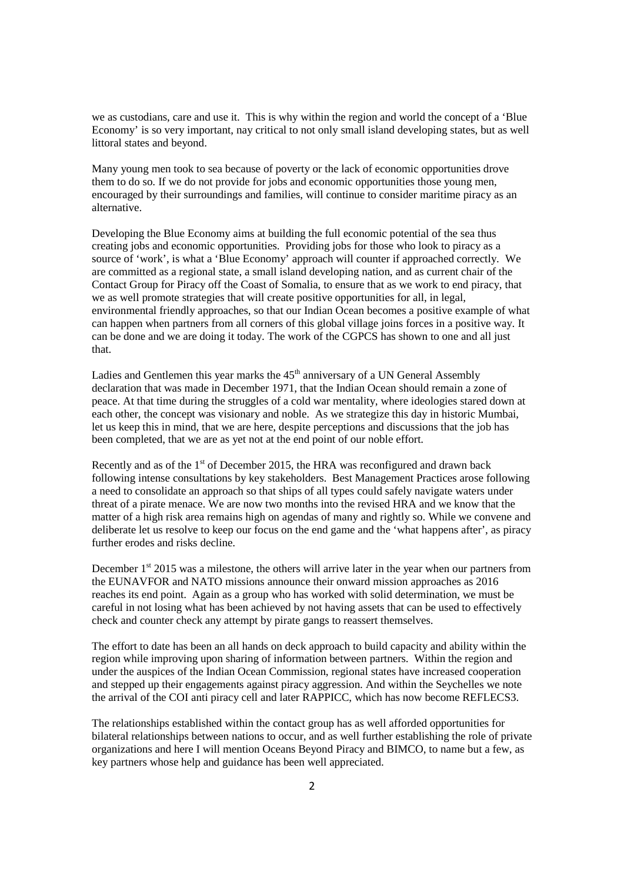we as custodians, care and use it. This is why within the region and world the concept of a 'Blue Economy' is so very important, nay critical to not only small island developing states, but as well littoral states and beyond.

Many young men took to sea because of poverty or the lack of economic opportunities drove them to do so. If we do not provide for jobs and economic opportunities those young men, encouraged by their surroundings and families, will continue to consider maritime piracy as an alternative.

Developing the Blue Economy aims at building the full economic potential of the sea thus creating jobs and economic opportunities. Providing jobs for those who look to piracy as a source of 'work', is what a 'Blue Economy' approach will counter if approached correctly. We are committed as a regional state, a small island developing nation, and as current chair of the Contact Group for Piracy off the Coast of Somalia, to ensure that as we work to end piracy, that we as well promote strategies that will create positive opportunities for all, in legal, environmental friendly approaches, so that our Indian Ocean becomes a positive example of what can happen when partners from all corners of this global village joins forces in a positive way. It can be done and we are doing it today. The work of the CGPCS has shown to one and all just that.

Ladies and Gentlemen this year marks the 45th anniversary of a UN General Assembly declaration that was made in December 1971, that the Indian Ocean should remain a zone of peace. At that time during the struggles of a cold war mentality, where ideologies stared down at each other, the concept was visionary and noble. As we strategize this day in historic Mumbai, let us keep this in mind, that we are here, despite perceptions and discussions that the job has been completed, that we are as yet not at the end point of our noble effort.

Recently and as of the 1st of December 2015, the HRA was reconfigured and drawn back following intense consultations by key stakeholders. Best Management Practices arose following a need to consolidate an approach so that ships of all types could safely navigate waters under threat of a pirate menace. We are now two months into the revised HRA and we know that the matter of a high risk area remains high on agendas of many and rightly so. While we convene and deliberate let us resolve to keep our focus on the end game and the 'what happens after', as piracy further erodes and risks decline.

December 1st 2015 was a milestone, the others will arrive later in the year when our partners from the EUNAVFOR and NATO missions announce their onward mission approaches as 2016 reaches its end point. Again as a group who has worked with solid determination, we must be careful in not losing what has been achieved by not having assets that can be used to effectively check and counter check any attempt by pirate gangs to reassert themselves.

The effort to date has been an all hands on deck approach to build capacity and ability within the region while improving upon sharing of information between partners. Within the region and under the auspices of the Indian Ocean Commission, regional states have increased cooperation and stepped up their engagements against piracy aggression. And within the Seychelles we note the arrival of the COI anti piracy cell and later RAPPICC, which has now become REFLECS3.

The relationships established within the contact group has as well afforded opportunities for bilateral relationships between nations to occur, and as well further establishing the role of private organizations and here I will mention Oceans Beyond Piracy and BIMCO, to name but a few, as key partners whose help and guidance has been well appreciated.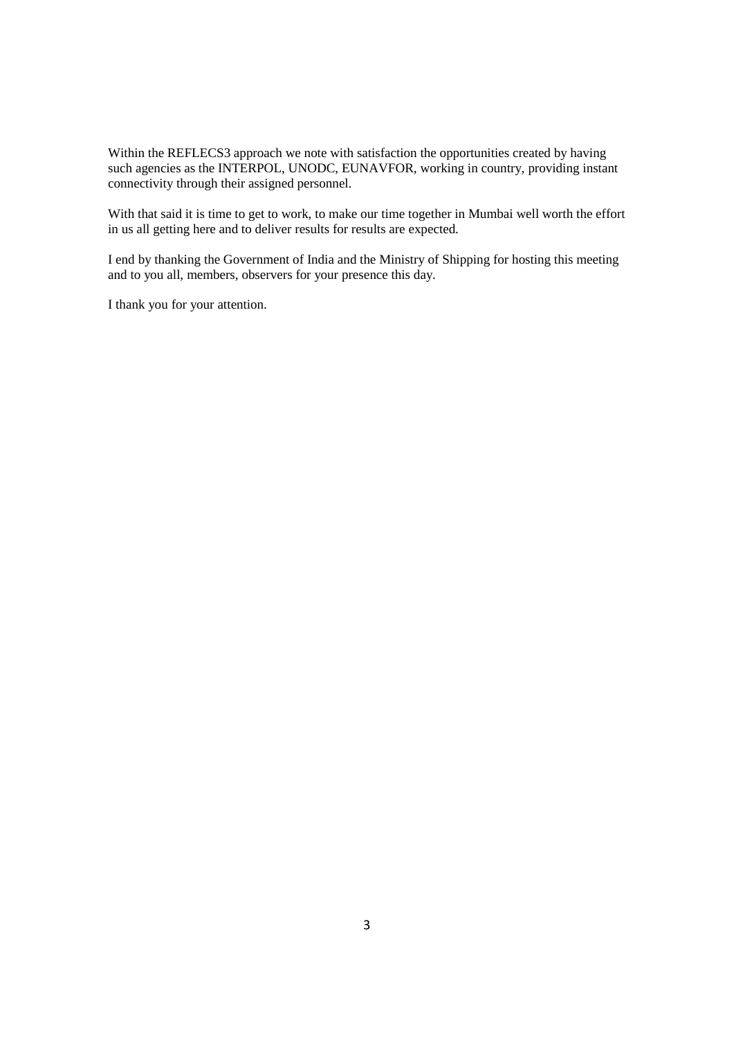Within the REFLECS3 approach we note with satisfaction the opportunities created by having such agencies as the INTERPOL, UNODC, EUNAVFOR, working in country, providing instant connectivity through their assigned personnel.

With that said it is time to get to work, to make our time together in Mumbai well worth the effort in us all getting here and to deliver results for results are expected.

I end by thanking the Government of India and the Ministry of Shipping for hosting this meeting and to you all, members, observers for your presence this day.

I thank you for your attention.